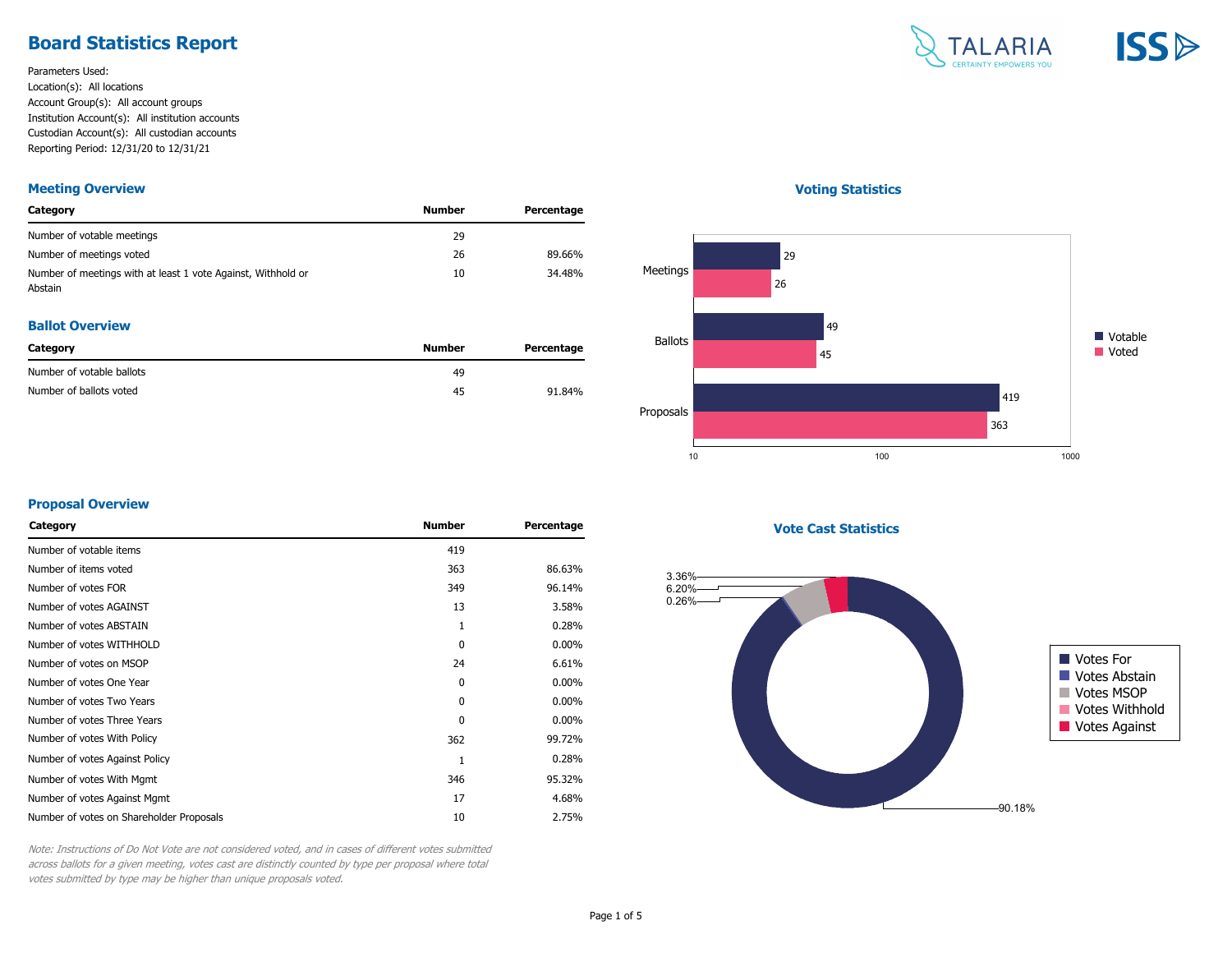# Board Statistics Report

Parameters Used:
Location(s): All locations
Account Group(s): All account groups
Institution Account(s): All institution accounts
Custodian Account(s): All custodian accounts
Reporting Period: 12/31/20 to 12/31/21

## Meeting Overview

| Category | Number | Percentage |
|---|---|---|
| Number of votable meetings | 29 | |
| Number of meetings voted | 26 | 89.66% |
| Number of meetings with at least 1 vote Against, Withhold or Abstain | 10 | 34.48% |

## Ballot Overview

| Category | Number | Percentage |
|---|---|---|
| Number of votable ballots | 49 | |
| Number of ballots voted | 45 | 91.84% |

## Voting Statistics

| | Votable | Voted |
|---|---|---|
| Meetings | 29 | 26 |
| Ballots | 49 | 45 |
| Proposals | 419 | 363 |

## Proposal Overview

| Category | Number | Percentage |
|---|---|---|
| Number of votable items | 419 | |
| Number of items voted | 363 | 86.63% |
| Number of votes FOR | 349 | 96.14% |
| Number of votes AGAINST | 13 | 3.58% |
| Number of votes ABSTAIN | 1 | 0.28% |
| Number of votes WITHHOLD | 0 | 0.00% |
| Number of votes on MSOP | 24 | 6.61% |
| Number of votes One Year | 0 | 0.00% |
| Number of votes Two Years | 0 | 0.00% |
| Number of votes Three Years | 0 | 0.00% |
| Number of votes With Policy | 362 | 99.72% |
| Number of votes Against Policy | 1 | 0.28% |
| Number of votes With Mgmt | 346 | 95.32% |
| Number of votes Against Mgmt | 17 | 4.68% |
| Number of votes on Shareholder Proposals | 10 | 2.75% |

*Note: Instructions of Do Not Vote are not considered voted, and in cases of different votes submitted across ballots for a given meeting, votes cast are distinctly counted by type per proposal where total votes submitted by type may be higher than unique proposals voted.*

## Vote Cast Statistics

| Vote Type | Percentage |
|---|---|
| Votes For | 90.18% |
| Votes Abstain | 0.26% |
| Votes MSOP | 6.20% |
| Votes Withhold | |
| Votes Against | 3.36% |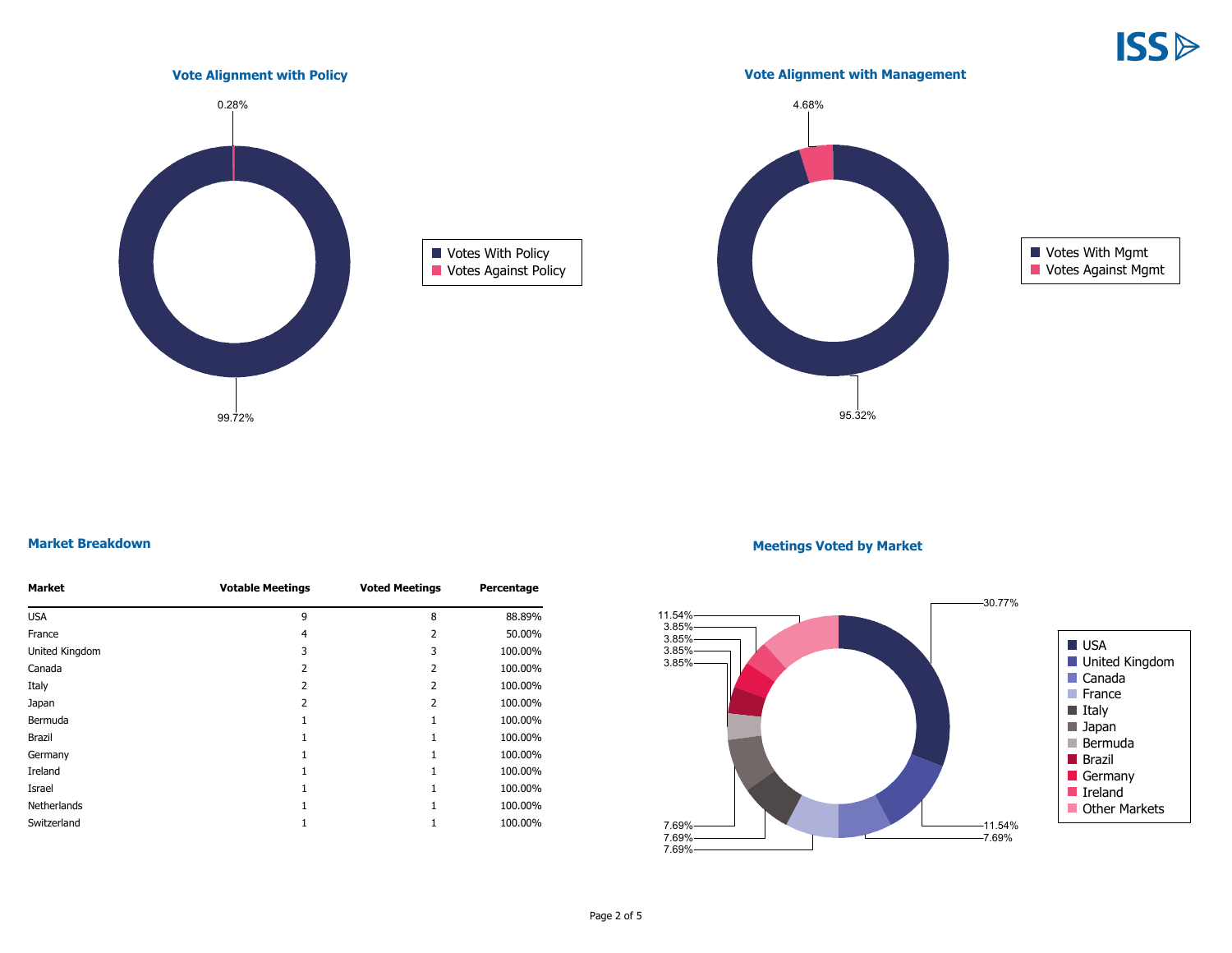## Vote Alignment with Policy

- Votes With Policy: 99.72%
- Votes Against Policy: 0.28%

## Vote Alignment with Management

- Votes With Mgmt: 95.32%
- Votes Against Mgmt: 4.68%

## Market Breakdown

| Market | Votable Meetings | Voted Meetings | Percentage |
|---|---|---|---|
| USA | 9 | 8 | 88.89% |
| France | 4 | 2 | 50.00% |
| United Kingdom | 3 | 3 | 100.00% |
| Canada | 2 | 2 | 100.00% |
| Italy | 2 | 2 | 100.00% |
| Japan | 2 | 2 | 100.00% |
| Bermuda | 1 | 1 | 100.00% |
| Brazil | 1 | 1 | 100.00% |
| Germany | 1 | 1 | 100.00% |
| Ireland | 1 | 1 | 100.00% |
| Israel | 1 | 1 | 100.00% |
| Netherlands | 1 | 1 | 100.00% |
| Switzerland | 1 | 1 | 100.00% |

## Meetings Voted by Market

- USA: 30.77%
- United Kingdom: 11.54%
- Canada: 7.69%
- France: 7.69%
- Italy: 7.69%
- Japan: 7.69%
- Bermuda: 3.85%
- Brazil: 3.85%
- Germany: 3.85%
- Ireland: 3.85%
- Other Markets: 11.54%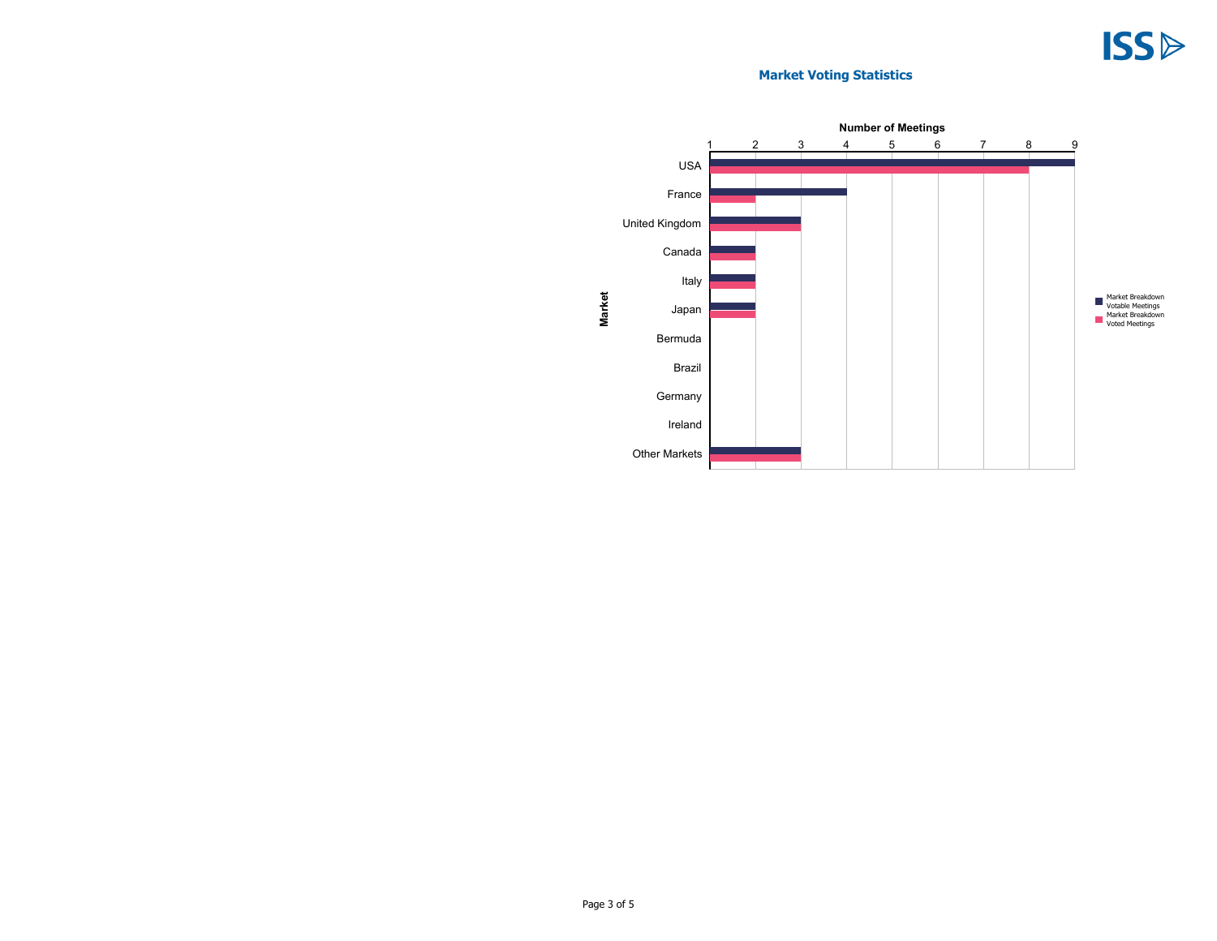## Market Voting Statistics

| Market | Market Breakdown Votable Meetings | Market Breakdown Voted Meetings |
|---|---|---|
| USA | 9 | 8 |
| France | 4 | 2 |
| United Kingdom | 3 | 3 |
| Canada | 2 | 2 |
| Italy | 2 | 2 |
| Japan | 2 | 2 |
| Bermuda | 1 | 1 |
| Brazil | 1 | 1 |
| Germany | 1 | 1 |
| Ireland | 1 | 1 |
| Other Markets | 3 | 3 |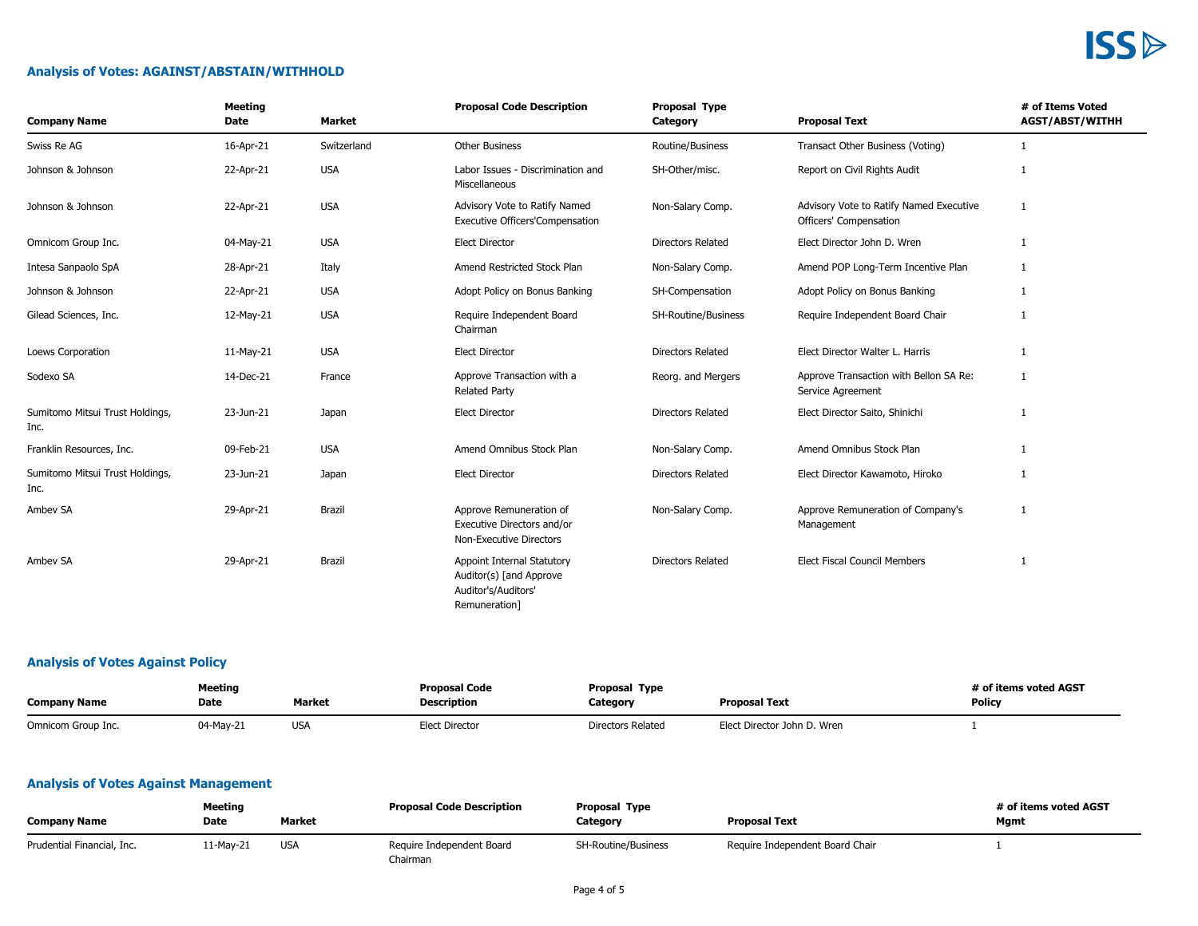## Analysis of Votes: AGAINST/ABSTAIN/WITHHOLD

| Company Name | Meeting Date | Market | Proposal Code Description | Proposal Type Category | Proposal Text | # of Items Voted AGST/ABST/WITHH |
|---|---|---|---|---|---|---|
| Swiss Re AG | 16-Apr-21 | Switzerland | Other Business | Routine/Business | Transact Other Business (Voting) | 1 |
| Johnson & Johnson | 22-Apr-21 | USA | Labor Issues - Discrimination and Miscellaneous | SH-Other/misc. | Report on Civil Rights Audit | 1 |
| Johnson & Johnson | 22-Apr-21 | USA | Advisory Vote to Ratify Named Executive Officers'Compensation | Non-Salary Comp. | Advisory Vote to Ratify Named Executive Officers' Compensation | 1 |
| Omnicom Group Inc. | 04-May-21 | USA | Elect Director | Directors Related | Elect Director John D. Wren | 1 |
| Intesa Sanpaolo SpA | 28-Apr-21 | Italy | Amend Restricted Stock Plan | Non-Salary Comp. | Amend POP Long-Term Incentive Plan | 1 |
| Johnson & Johnson | 22-Apr-21 | USA | Adopt Policy on Bonus Banking | SH-Compensation | Adopt Policy on Bonus Banking | 1 |
| Gilead Sciences, Inc. | 12-May-21 | USA | Require Independent Board Chairman | SH-Routine/Business | Require Independent Board Chair | 1 |
| Loews Corporation | 11-May-21 | USA | Elect Director | Directors Related | Elect Director Walter L. Harris | 1 |
| Sodexo SA | 14-Dec-21 | France | Approve Transaction with a Related Party | Reorg. and Mergers | Approve Transaction with Bellon SA Re: Service Agreement | 1 |
| Sumitomo Mitsui Trust Holdings, Inc. | 23-Jun-21 | Japan | Elect Director | Directors Related | Elect Director Saito, Shinichi | 1 |
| Franklin Resources, Inc. | 09-Feb-21 | USA | Amend Omnibus Stock Plan | Non-Salary Comp. | Amend Omnibus Stock Plan | 1 |
| Sumitomo Mitsui Trust Holdings, Inc. | 23-Jun-21 | Japan | Elect Director | Directors Related | Elect Director Kawamoto, Hiroko | 1 |
| Ambev SA | 29-Apr-21 | Brazil | Approve Remuneration of Executive Directors and/or Non-Executive Directors | Non-Salary Comp. | Approve Remuneration of Company's Management | 1 |
| Ambev SA | 29-Apr-21 | Brazil | Appoint Internal Statutory Auditor(s) [and Approve Auditor's/Auditors' Remuneration] | Directors Related | Elect Fiscal Council Members | 1 |

## Analysis of Votes Against Policy

| Company Name | Meeting Date | Market | Proposal Code Description | Proposal Type Category | Proposal Text | # of items voted AGST Policy |
|---|---|---|---|---|---|---|
| Omnicom Group Inc. | 04-May-21 | USA | Elect Director | Directors Related | Elect Director John D. Wren | 1 |

## Analysis of Votes Against Management

| Company Name | Meeting Date | Market | Proposal Code Description | Proposal Type Category | Proposal Text | # of items voted AGST Mgmt |
|---|---|---|---|---|---|---|
| Prudential Financial, Inc. | 11-May-21 | USA | Require Independent Board Chairman | SH-Routine/Business | Require Independent Board Chair | 1 |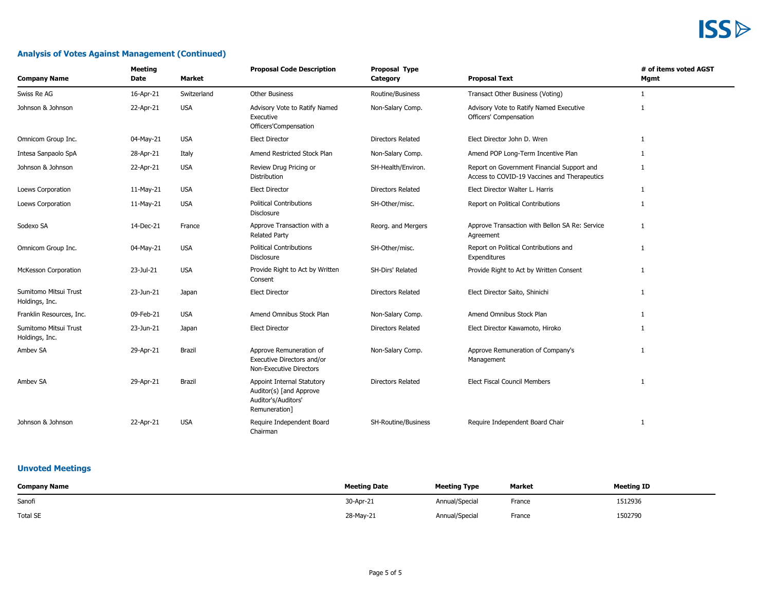## Analysis of Votes Against Management (Continued)

| Company Name | Meeting Date | Market | Proposal Code Description | Proposal Type Category | Proposal Text | # of items voted AGST Mgmt |
|---|---|---|---|---|---|---|
| Swiss Re AG | 16-Apr-21 | Switzerland | Other Business | Routine/Business | Transact Other Business (Voting) | 1 |
| Johnson & Johnson | 22-Apr-21 | USA | Advisory Vote to Ratify Named Executive Officers'Compensation | Non-Salary Comp. | Advisory Vote to Ratify Named Executive Officers' Compensation | 1 |
| Omnicom Group Inc. | 04-May-21 | USA | Elect Director | Directors Related | Elect Director John D. Wren | 1 |
| Intesa Sanpaolo SpA | 28-Apr-21 | Italy | Amend Restricted Stock Plan | Non-Salary Comp. | Amend POP Long-Term Incentive Plan | 1 |
| Johnson & Johnson | 22-Apr-21 | USA | Review Drug Pricing or Distribution | SH-Health/Environ. | Report on Government Financial Support and Access to COVID-19 Vaccines and Therapeutics | 1 |
| Loews Corporation | 11-May-21 | USA | Elect Director | Directors Related | Elect Director Walter L. Harris | 1 |
| Loews Corporation | 11-May-21 | USA | Political Contributions Disclosure | SH-Other/misc. | Report on Political Contributions | 1 |
| Sodexo SA | 14-Dec-21 | France | Approve Transaction with a Related Party | Reorg. and Mergers | Approve Transaction with Bellon SA Re: Service Agreement | 1 |
| Omnicom Group Inc. | 04-May-21 | USA | Political Contributions Disclosure | SH-Other/misc. | Report on Political Contributions and Expenditures | 1 |
| McKesson Corporation | 23-Jul-21 | USA | Provide Right to Act by Written Consent | SH-Dirs' Related | Provide Right to Act by Written Consent | 1 |
| Sumitomo Mitsui Trust Holdings, Inc. | 23-Jun-21 | Japan | Elect Director | Directors Related | Elect Director Saito, Shinichi | 1 |
| Franklin Resources, Inc. | 09-Feb-21 | USA | Amend Omnibus Stock Plan | Non-Salary Comp. | Amend Omnibus Stock Plan | 1 |
| Sumitomo Mitsui Trust Holdings, Inc. | 23-Jun-21 | Japan | Elect Director | Directors Related | Elect Director Kawamoto, Hiroko | 1 |
| Ambev SA | 29-Apr-21 | Brazil | Approve Remuneration of Executive Directors and/or Non-Executive Directors | Non-Salary Comp. | Approve Remuneration of Company's Management | 1 |
| Ambev SA | 29-Apr-21 | Brazil | Appoint Internal Statutory Auditor(s) [and Approve Auditor's/Auditors' Remuneration] | Directors Related | Elect Fiscal Council Members | 1 |
| Johnson & Johnson | 22-Apr-21 | USA | Require Independent Board Chairman | SH-Routine/Business | Require Independent Board Chair | 1 |

## Unvoted Meetings

| Company Name | Meeting Date | Meeting Type | Market | Meeting ID |
|---|---|---|---|---|
| Sanofi | 30-Apr-21 | Annual/Special | France | 1512936 |
| Total SE | 28-May-21 | Annual/Special | France | 1502790 |